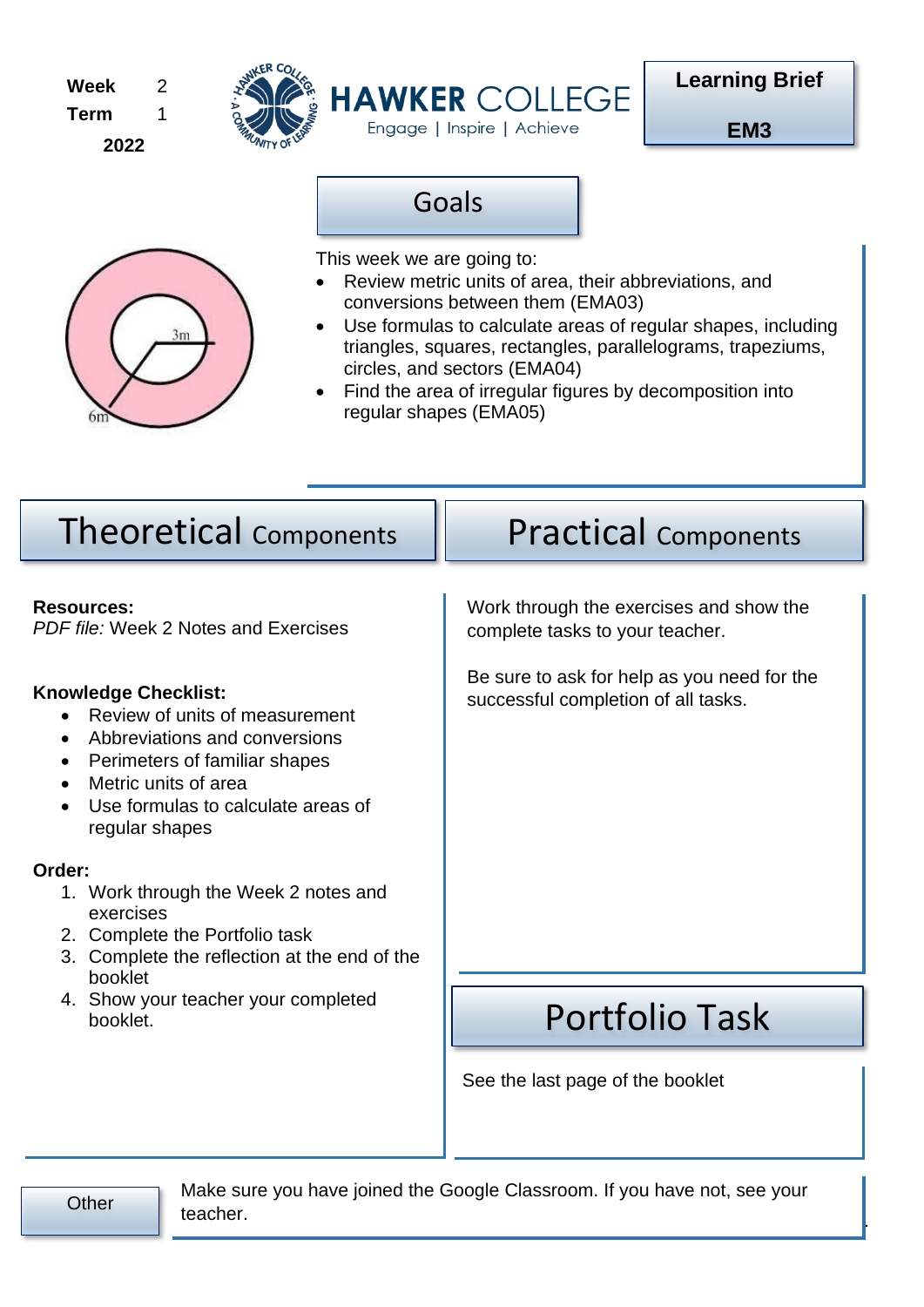**Week** 2
**Term** 1
**2022**

HAWKER COLLEGE
Engage | Inspire | Achieve

**Learning Brief**

**EM3**

## Goals

3m

6m

This week we are going to:

- Review metric units of area, their abbreviations, and conversions between them (EMA03)
- Use formulas to calculate areas of regular shapes, including triangles, squares, rectangles, parallelograms, trapeziums, circles, and sectors (EMA04)
- Find the area of irregular figures by decomposition into regular shapes (EMA05)

## Theoretical Components

**Resources:**
*PDF file:* Week 2 Notes and Exercises

**Knowledge Checklist:**

- Review of units of measurement
- Abbreviations and conversions
- Perimeters of familiar shapes
- Metric units of area
- Use formulas to calculate areas of regular shapes

**Order:**

1. Work through the Week 2 notes and exercises
2. Complete the Portfolio task
3. Complete the reflection at the end of the booklet
4. Show your teacher your completed booklet.

## Practical Components

Work through the exercises and show the complete tasks to your teacher.

Be sure to ask for help as you need for the successful completion of all tasks.

## Portfolio Task

See the last page of the booklet

**Other**

Make sure you have joined the Google Classroom. If you have not, see your teacher.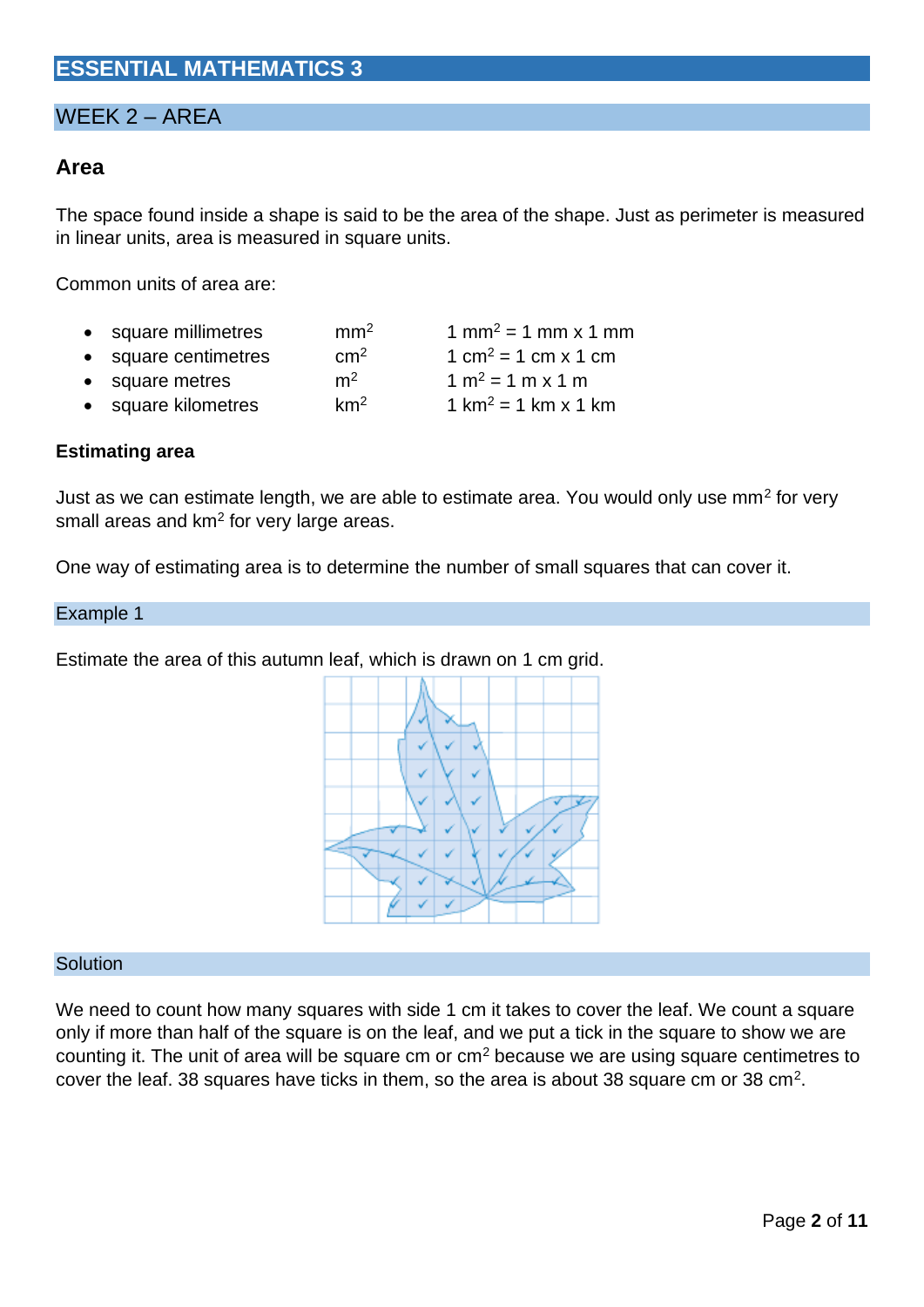## ESSENTIAL MATHEMATICS 3

## WEEK 2 – AREA

### Area

The space found inside a shape is said to be the area of the shape. Just as perimeter is measured in linear units, area is measured in square units.

Common units of area are:

| | | |
|---|---|---|
| • square millimetres | $mm^2$ | $1\ mm^2 = 1\ mm \times 1\ mm$ |
| • square centimetres | $cm^2$ | $1\ cm^2 = 1\ cm \times 1\ cm$ |
| • square metres | $m^2$ | $1\ m^2 = 1\ m \times 1\ m$ |
| • square kilometres | $km^2$ | $1\ km^2 = 1\ km \times 1\ km$ |

**Estimating area**

Just as we can estimate length, we are able to estimate area. You would only use $mm^2$ for very small areas and $km^2$ for very large areas.

One way of estimating area is to determine the number of small squares that can cover it.

#### Example 1

Estimate the area of this autumn leaf, which is drawn on 1 cm grid.

#### Solution

We need to count how many squares with side 1 cm it takes to cover the leaf. We count a square only if more than half of the square is on the leaf, and we put a tick in the square to show we are counting it. The unit of area will be square cm or $cm^2$ because we are using square centimetres to cover the leaf. 38 squares have ticks in them, so the area is about 38 square cm or 38 $cm^2$.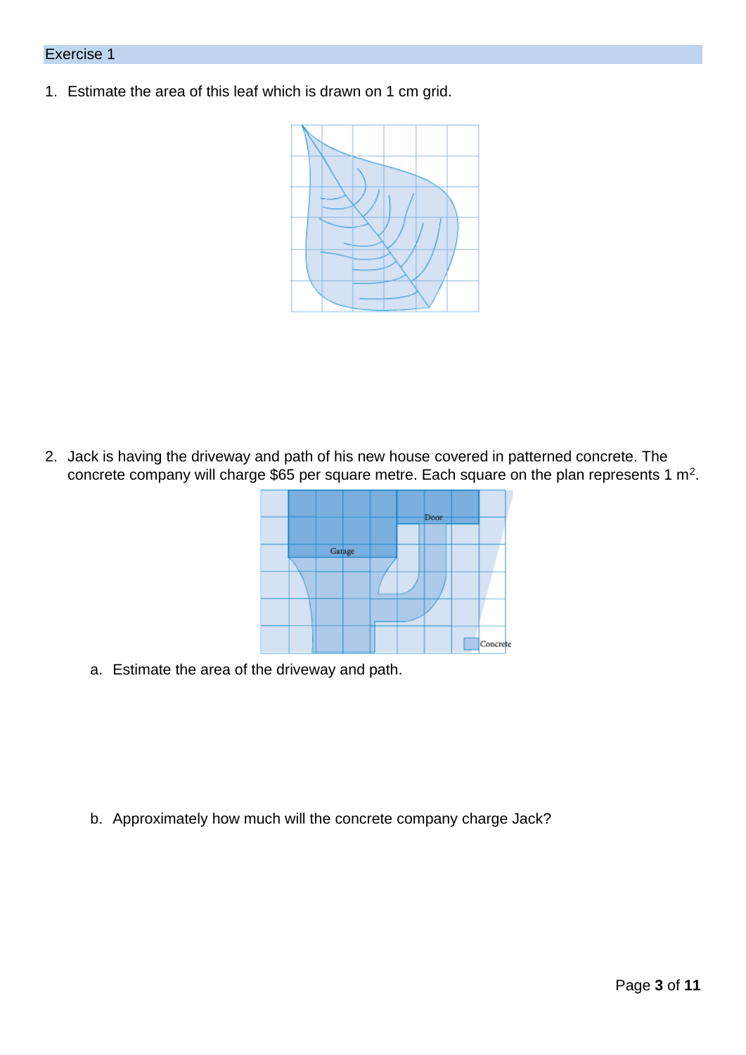## Exercise 1

1. Estimate the area of this leaf which is drawn on 1 cm grid.

2. Jack is having the driveway and path of his new house covered in patterned concrete. The concrete company will charge $65 per square metre. Each square on the plan represents 1 $m^2$.

   a. Estimate the area of the driveway and path.

   b. Approximately how much will the concrete company charge Jack?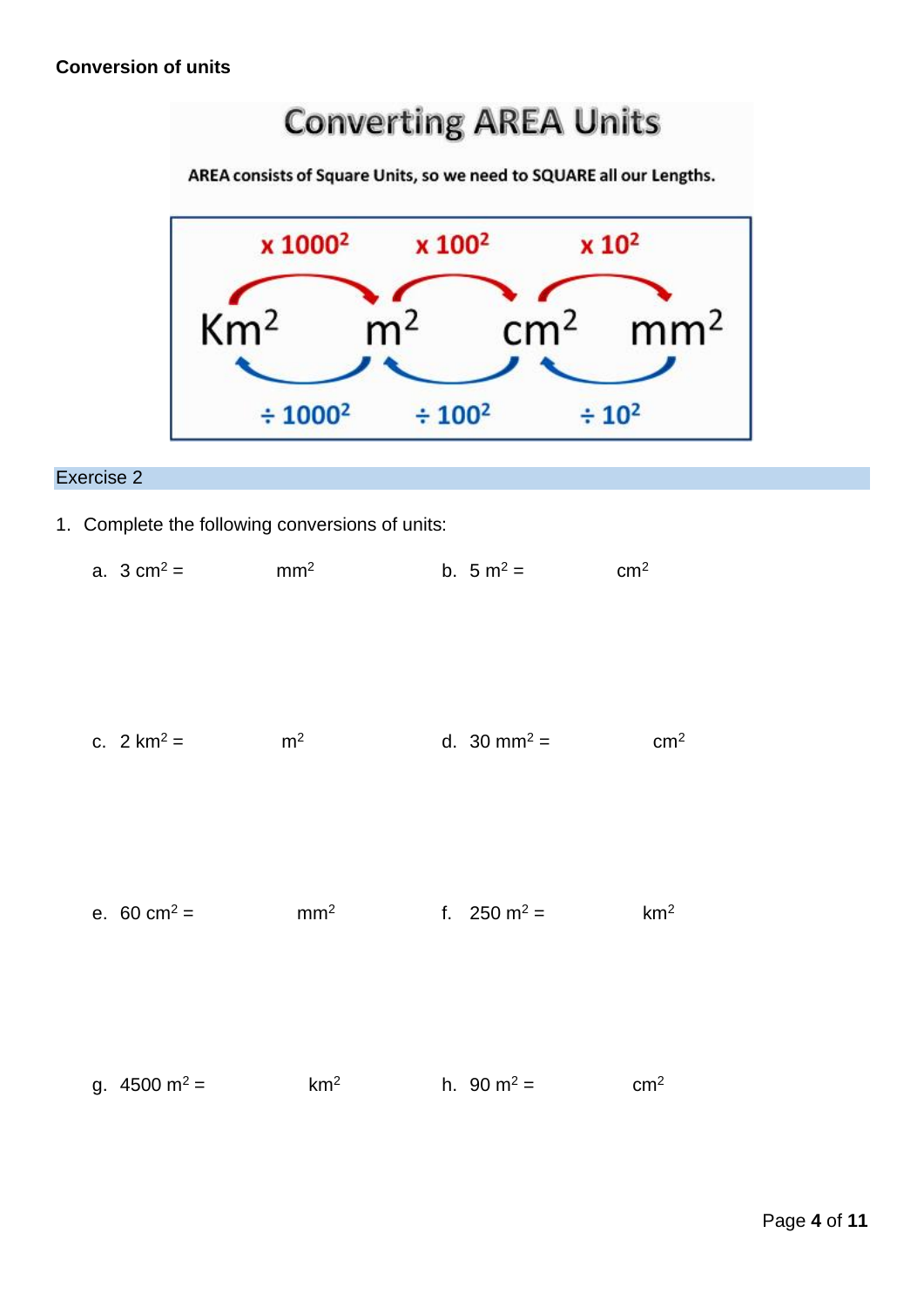**Conversion of units**

## Converting AREA Units

AREA consists of Square Units, so we need to SQUARE all our Lengths.

| | $\times 1000^2$ | | $\times 100^2$ | | $\times 10^2$ | |
|---|---|---|---|---|---|---|
| $Km^2$ | | $m^2$ | | $cm^2$ | | $mm^2$ |
| | $\div 1000^2$ | | $\div 100^2$ | | $\div 10^2$ | |

### Exercise 2

1. Complete the following conversions of units:

   a. $3\ cm^2 =$ ______ $mm^2$

   b. $5\ m^2 =$ ______ $cm^2$

   c. $2\ km^2 =$ ______ $m^2$

   d. $30\ mm^2 =$ ______ $cm^2$

   e. $60\ cm^2 =$ ______ $mm^2$

   f. $250\ m^2 =$ ______ $km^2$

   g. $4500\ m^2 =$ ______ $km^2$

   h. $90\ m^2 =$ ______ $cm^2$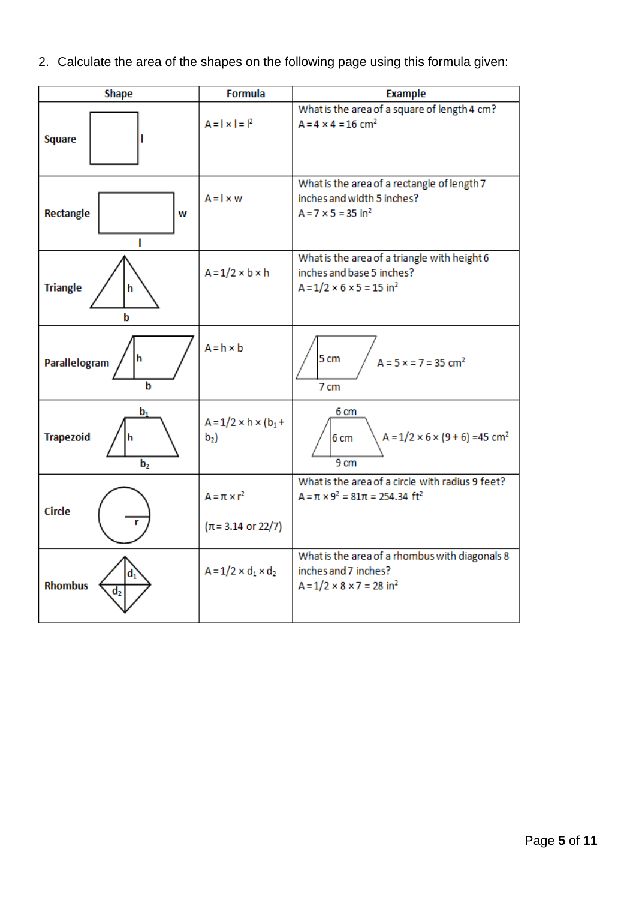2. Calculate the area of the shapes on the following page using this formula given:

| Shape | Formula | Example |
|---|---|---|
| Square | $A = l \times l = l^2$ | What is the area of a square of length 4 cm? $A = 4 \times 4 = 16$ cm$^2$ |
| Rectangle | $A = l \times w$ | What is the area of a rectangle of length 7 inches and width 5 inches? $A = 7 \times 5 = 35$ in$^2$ |
| Triangle | $A = 1/2 \times b \times h$ | What is the area of a triangle with height 6 inches and base 5 inches? $A = 1/2 \times 6 \times 5 = 15$ in$^2$ |
| Parallelogram | $A = h \times b$ | 5 cm, 7 cm. $A = 5 \times = 7 = 35$ cm$^2$ |
| Trapezoid | $A = 1/2 \times h \times (b_1 + b_2)$ | 6 cm, 6 cm, 9 cm. $A = 1/2 \times 6 \times (9 + 6) = 45$ cm$^2$ |
| Circle | $A = \pi \times r^2$ ($\pi = 3.14$ or $22/7$) | What is the area of a circle with radius 9 feet? $A = \pi \times 9^2 = 81\pi = 254.34$ ft$^2$ |
| Rhombus | $A = 1/2 \times d_1 \times d_2$ | What is the area of a rhombus with diagonals 8 inches and 7 inches? $A = 1/2 \times 8 \times 7 = 28$ in$^2$ |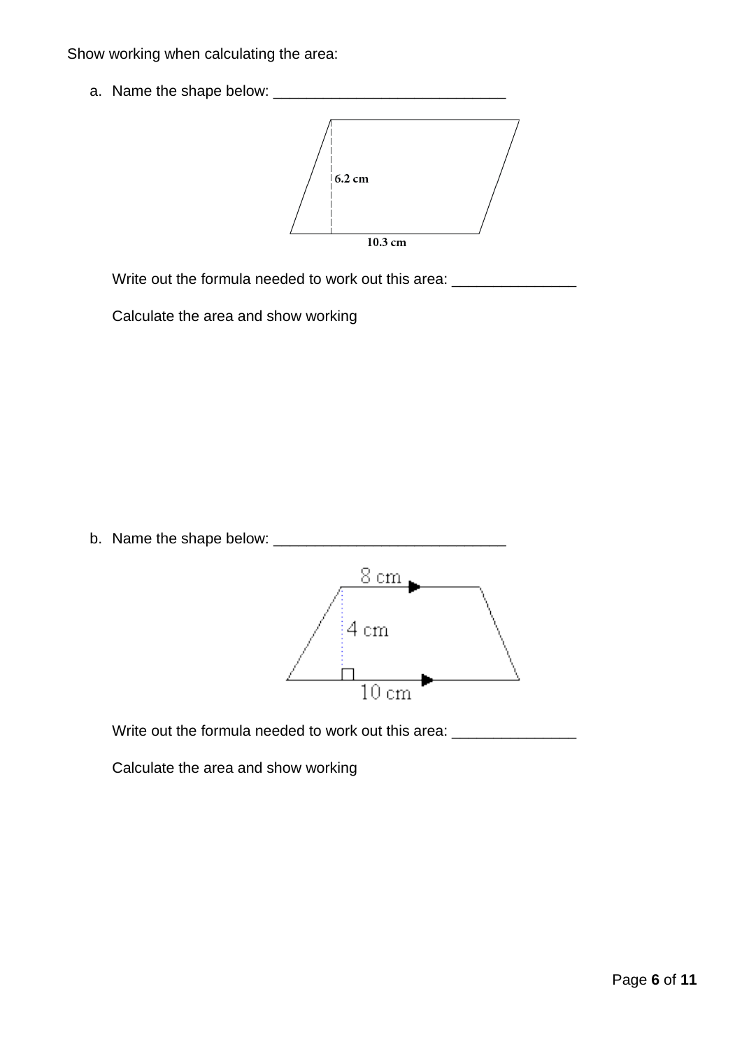Show working when calculating the area:

a. Name the shape below: ____________________________

6.2 cm

10.3 cm

Write out the formula needed to work out this area: _______________

Calculate the area and show working

b. Name the shape below: ____________________________

8 cm

4 cm

10 cm

Write out the formula needed to work out this area: _______________

Calculate the area and show working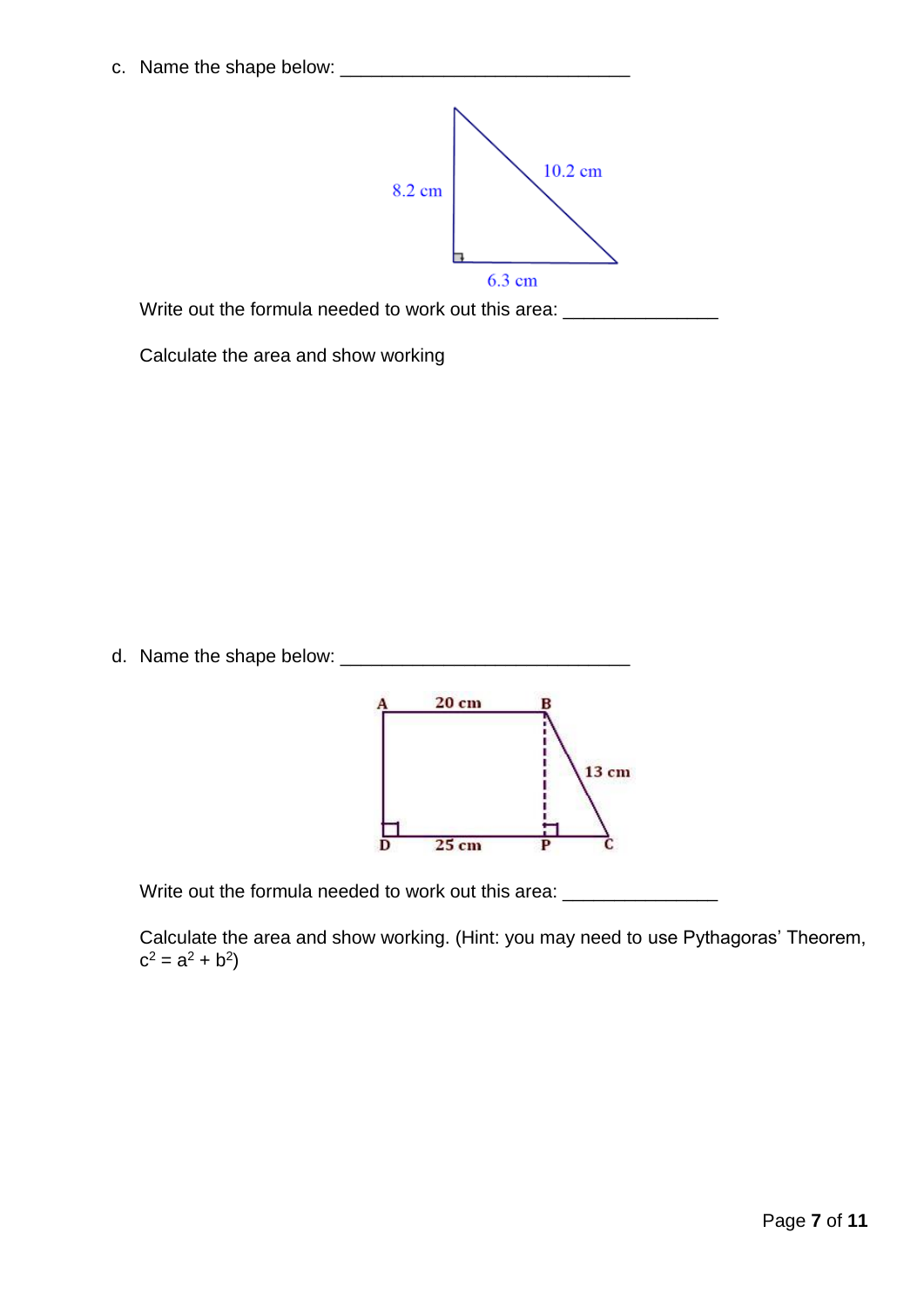c. Name the shape below: ____________________________

8.2 cm

10.2 cm

6.3 cm

Write out the formula needed to work out this area: _______________

Calculate the area and show working

d. Name the shape below: ____________________________

A 20 cm B

13 cm

D 25 cm P C

Write out the formula needed to work out this area: _______________

Calculate the area and show working. (Hint: you may need to use Pythagoras' Theorem, $c^2 = a^2 + b^2$)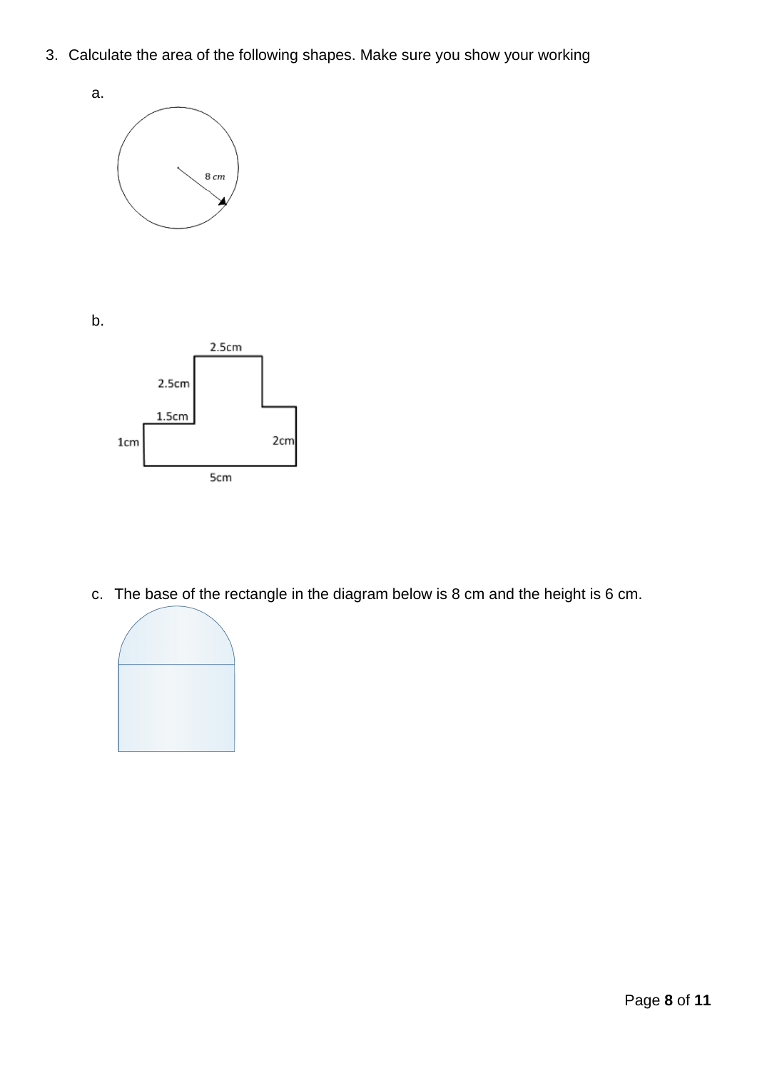3. Calculate the area of the following shapes. Make sure you show your working

a.

8 $cm$

b.

2.5cm

2.5cm

1.5cm

1cm

2cm

5cm

c. The base of the rectangle in the diagram below is 8 cm and the height is 6 cm.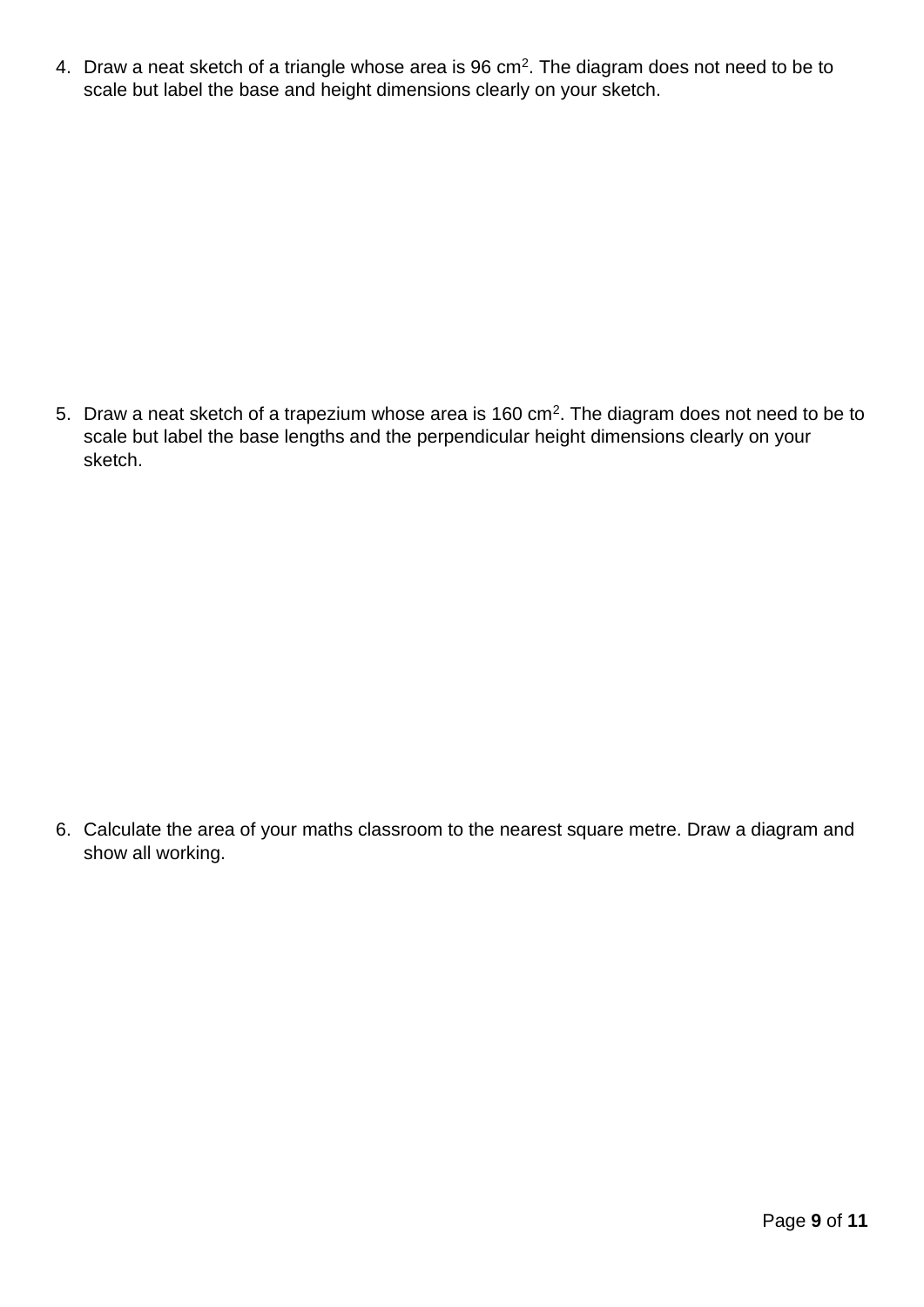4. Draw a neat sketch of a triangle whose area is 96 $cm^2$. The diagram does not need to be to scale but label the base and height dimensions clearly on your sketch.

5. Draw a neat sketch of a trapezium whose area is 160 $cm^2$. The diagram does not need to be to scale but label the base lengths and the perpendicular height dimensions clearly on your sketch.

6. Calculate the area of your maths classroom to the nearest square metre. Draw a diagram and show all working.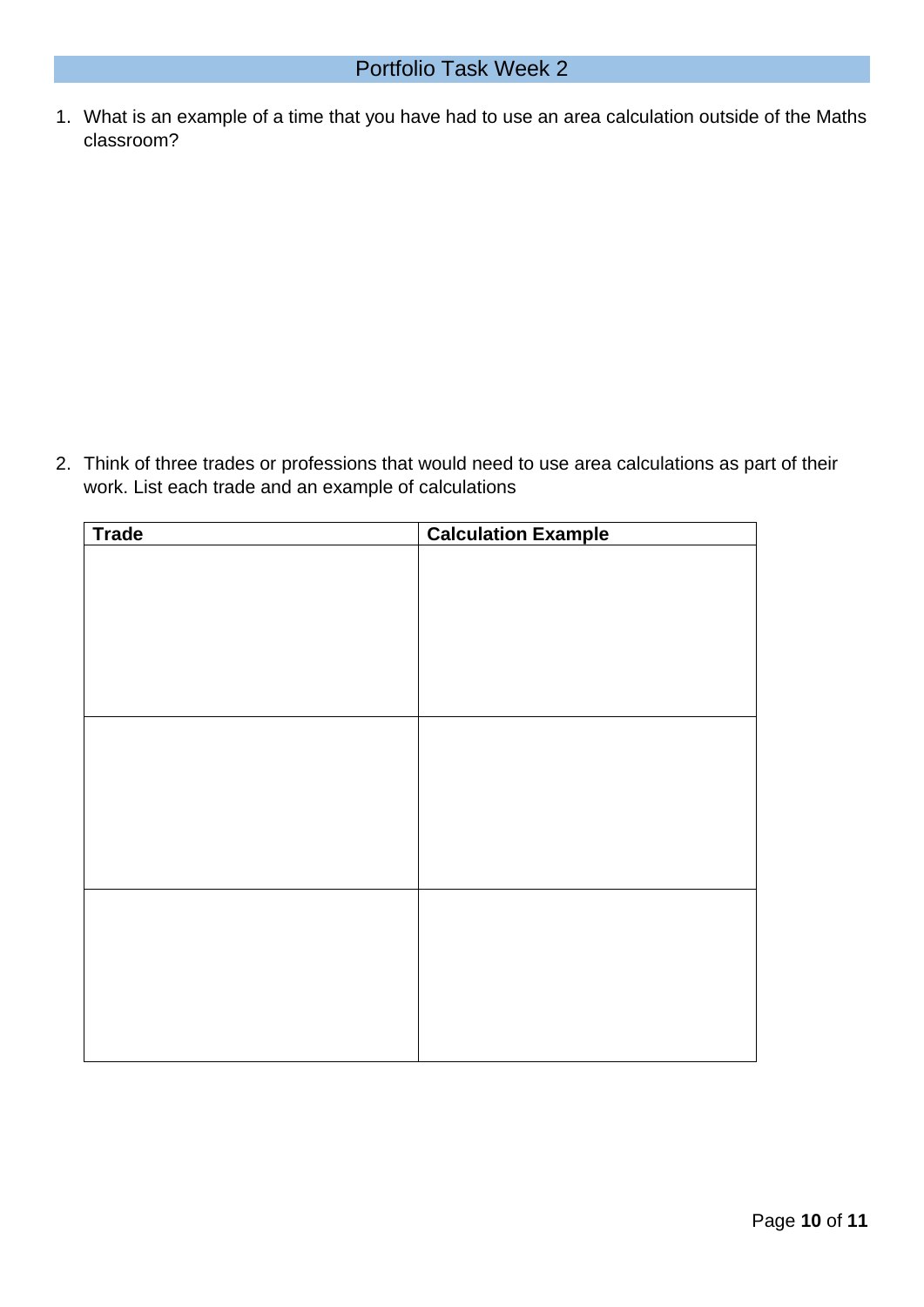## Portfolio Task Week 2

1. What is an example of a time that you have had to use an area calculation outside of the Maths classroom?

2. Think of three trades or professions that would need to use area calculations as part of their work. List each trade and an example of calculations

| Trade | Calculation Example |
|---|---|
| | |
| | |
| | |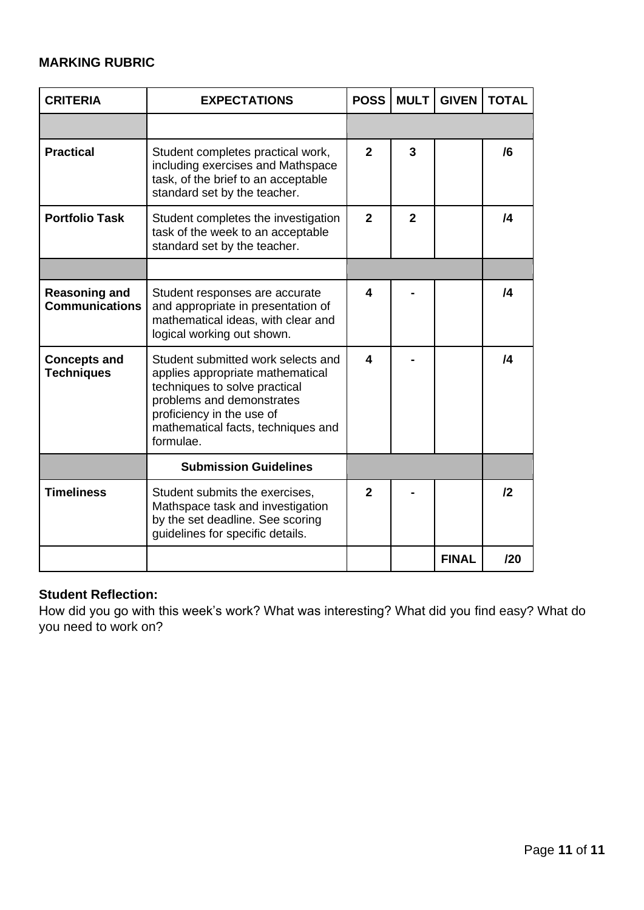**MARKING RUBRIC**

| CRITERIA | EXPECTATIONS | POSS | MULT | GIVEN | TOTAL |
|---|---|---|---|---|---|
| | | | | | |
| **Practical** | Student completes practical work, including exercises and Mathspace task, of the brief to an acceptable standard set by the teacher. | **2** | **3** | | **/6** |
| **Portfolio Task** | Student completes the investigation task of the week to an acceptable standard set by the teacher. | **2** | **2** | | **/4** |
| | | | | | |
| **Reasoning and Communications** | Student responses are accurate and appropriate in presentation of mathematical ideas, with clear and logical working out shown. | **4** | **-** | | **/4** |
| **Concepts and Techniques** | Student submitted work selects and applies appropriate mathematical techniques to solve practical problems and demonstrates proficiency in the use of mathematical facts, techniques and formulae. | **4** | **-** | | **/4** |
| | **Submission Guidelines** | | | | |
| **Timeliness** | Student submits the exercises, Mathspace task and investigation by the set deadline. See scoring guidelines for specific details. | **2** | **-** | | **/2** |
| | | | | **FINAL** | **/20** |

**Student Reflection:**

How did you go with this week's work? What was interesting? What did you find easy? What do you need to work on?